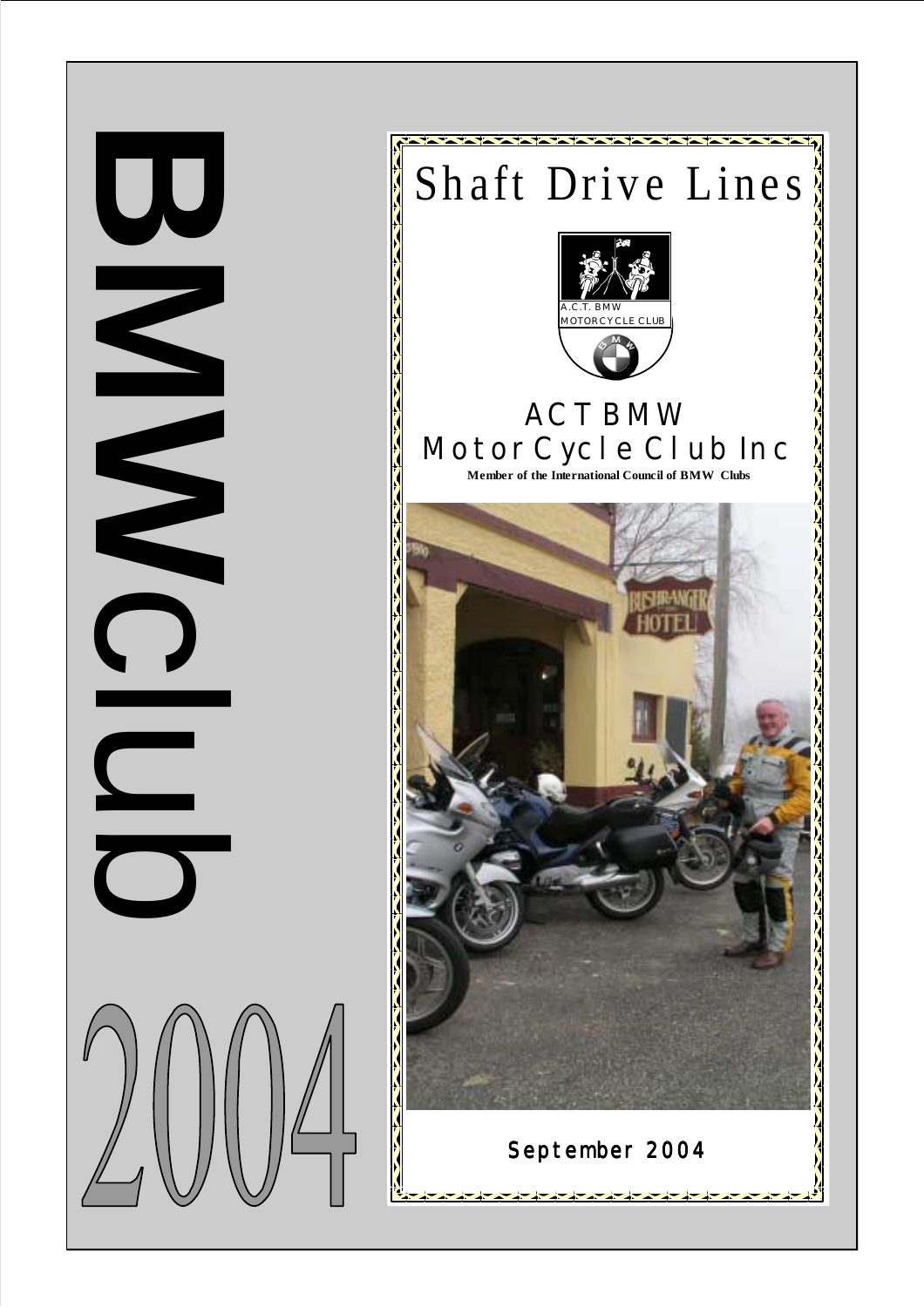BMW club

2004

# Shaft Drive Lines

A.C.T. BMW MOTORCYCLE CLUB

## ACT BMW Motor Cycle Club Inc

**Member of the International Council of BMW Clubs**

**September 2004**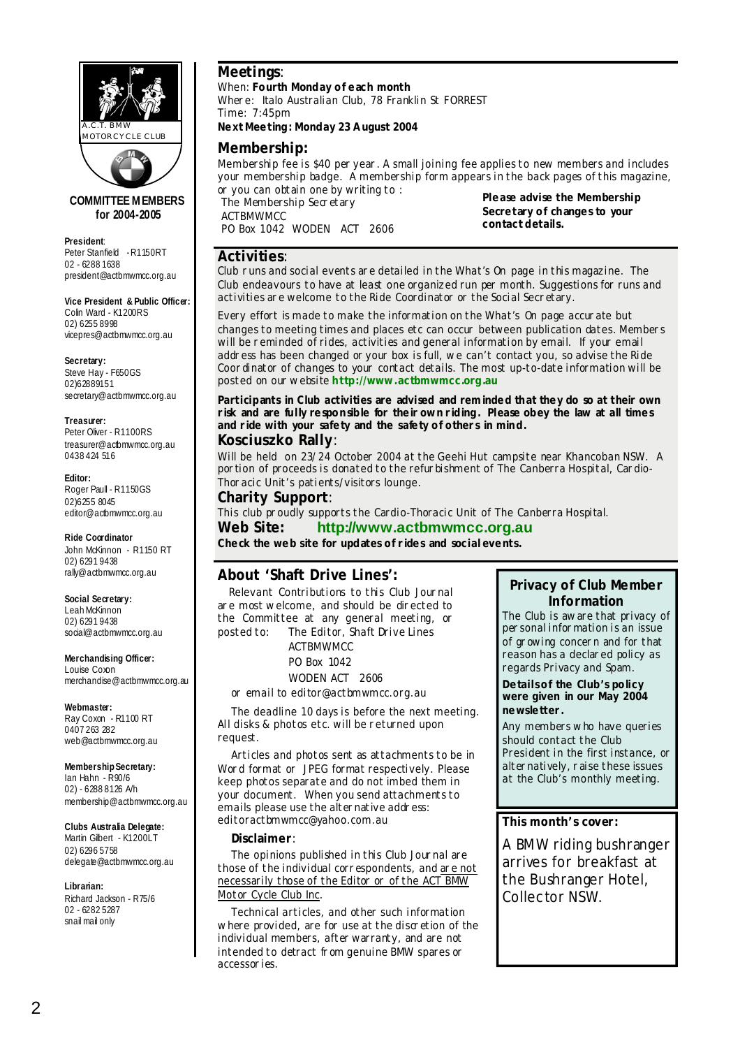A.C.T. BMW MOTORCYCLE CLUB

**COMMITTEE MEMBERS for 2004-2005**

**President**:
Peter Stanfield - R1150RT
02 - 6288 1638
president@actbmwmcc.org.au

**Vice President & Public Officer:**
Colin Ward - K1200RS
02) 6255 8998
vicepres@actbmwmcc.org.au

**Secretary:**
Steve Hay - F650GS
02)62889151
secretary@actbmwmcc.org.au

**Treasurer:**
Peter Oliver - R1100RS
treasurer@actbmwmcc.org.au
0438 424 516

**Editor:**
Roger Paull - R1150GS
02)6255 8045
editor@actbmwmcc.org.au

**Ride Coordinator**
John McKinnon - R1150 RT
02) 6291 9438
rally@actbmwmcc.org.au

**Social Secretary:**
Leah McKinnon
02) 6291 9438
social@actbmwmcc.org.au

**Merchandising Officer:**
Louise Coxon
merchandise@actbmwmcc.org.au

**Webmaster:**
Ray Coxon - R1100 RT
0407 263 282
web@actbmwmcc.org.au

**Membership Secretary:**
Ian Hahn - R90/6
02) - 6288 8126 A/h
membership@actbmwmcc.org.au

**Clubs Australia Delegate:**
Martin Gilbert - K1200LT
02) 6296 5758
delegate@actbmwmcc.org.au

**Librarian:**
Richard Jackson - R75/6
02 - 6282 5287
snail mail only

## Meetings:

When: **Fourth Monday of each month**
Where: Italo Australian Club, 78 Franklin St FORREST
Time: 7:45pm
**Next Meeting: Monday 23 August 2004**

## Membership:

Membership fee is $40 per year. A small joining fee applies to new members and includes your membership badge. A membership form appears in the back pages of this magazine, or you can obtain one by writing to :

The Membership Secretary
ACTBMWMCC
PO Box 1042 WODEN ACT 2606

**Please advise the Membership Secretary of changes to your contact details.**

## Activities:

Club runs and social events are detailed in the What's On page in this magazine. The Club endeavours to have at least one organized run per month. Suggestions for runs and activities are welcome to the Ride Coordinator or the Social Secretary.

Every effort is made to make the information on the What's On page accurate but changes to meeting times and places etc can occur between publication dates. Members will be reminded of rides, activities and general information by email. If your email address has been changed or your box is full, we can't contact you, so advise the Ride Coordinator of changes to your contact details. The most up-to-date information will be posted on our website **http://www.actbmwmcc.org.au**

**Participants in Club activities are advised and reminded that they do so at their own risk and are fully responsible for their own riding. Please obey the law at all times and ride with your safety and the safety of others in mind.**

## Kosciuszko Rally:

Will be held on 23/24 October 2004 at the Geehi Hut campsite near Khancoban NSW. A portion of proceeds is donated to the refurbishment of The Canberra Hospital, Cardio-Thoracic Unit's patients/visitors lounge.

## Charity Support:

This club proudly supports the Cardio-Thoracic Unit of The Canberra Hospital.

## Web Site: http://www.actbmwmcc.org.au

**Check the web site for updates of rides and social events.**

## About 'Shaft Drive Lines':

Relevant Contributions to this Club Journal are most welcome, and should be directed to the Committee at any general meeting, or posted to: The Editor, Shaft Drive Lines
ACTBMWMCC
PO Box 1042
WODEN ACT 2606

or email to editor@actbmwmcc.org.au

The deadline 10 days is before the next meeting. All disks & photos etc. will be returned upon request.

Articles and photos sent as attachments to be in Word format or JPEG format respectively. Please keep photos separate and do not imbed them in your document. When you send attachments to emails please use the alternative address: editoractbmwmcc@yahoo.com.au

### Disclaimer:

The opinions published in this Club Journal are those of the individual correspondents, and are not necessarily those of the Editor or of the ACT BMW Motor Cycle Club Inc.

Technical articles, and other such information where provided, are for use at the discretion of the individual members, after warranty, and are not intended to detract from genuine BMW spares or accessories.

## Privacy of Club Member Information

The Club is aware that privacy of personal information is an issue of growing concern and for that reason has a declared policy as regards Privacy and Spam.

**Details of the Club's policy were given in our May 2004 newsletter.**

Any members who have queries should contact the Club President in the first instance, or alternatively, raise these issues at the Club's monthly meeting.

**This month's cover:**

A BMW riding bushranger arrives for breakfast at the Bushranger Hotel, Collector NSW.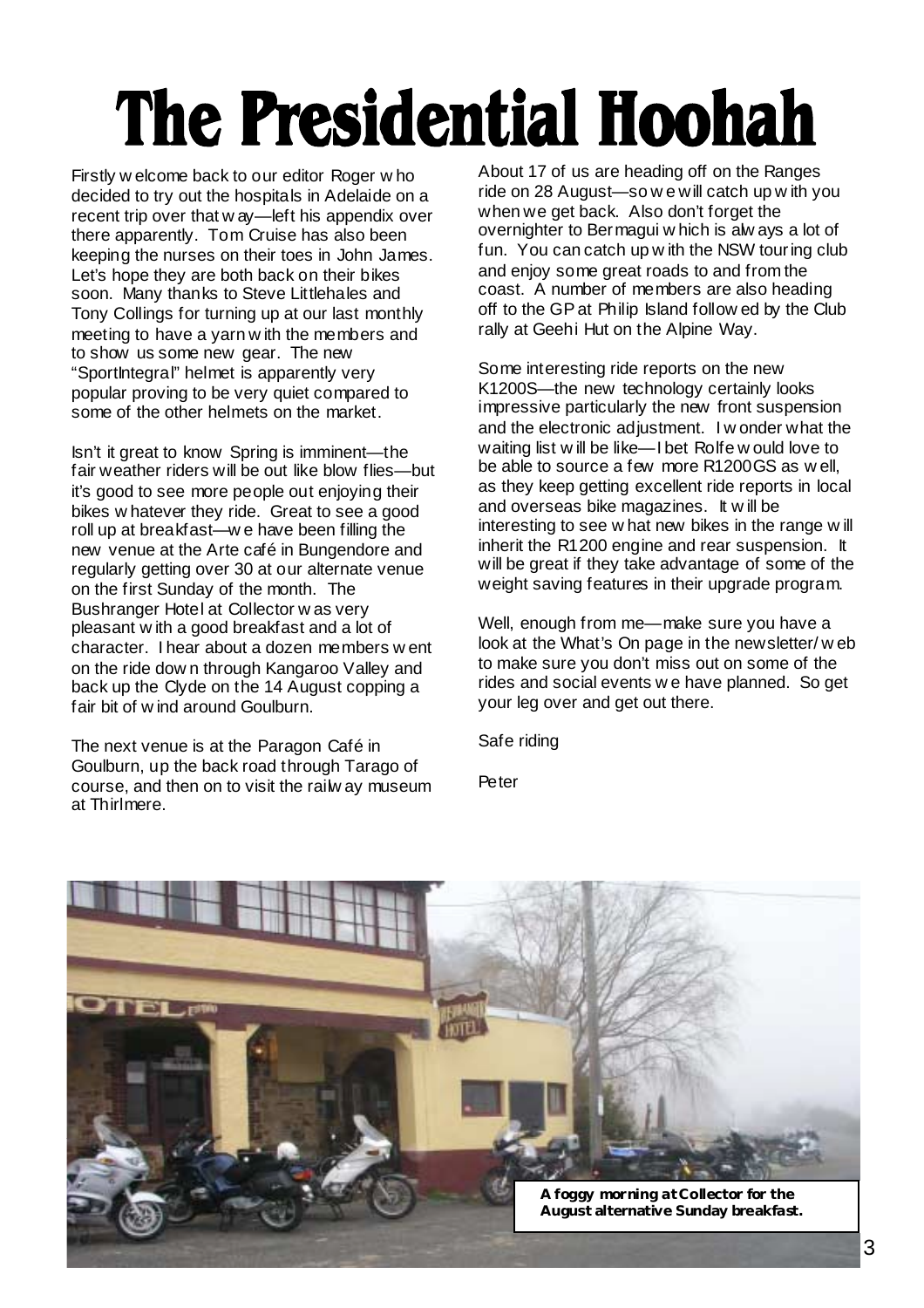# The Presidential Hoohah

Firstly welcome back to our editor Roger who decided to try out the hospitals in Adelaide on a recent trip over that way—left his appendix over there apparently. Tom Cruise has also been keeping the nurses on their toes in John James. Let's hope they are both back on their bikes soon. Many thanks to Steve Littlehales and Tony Collings for turning up at our last monthly meeting to have a yarn with the members and to show us some new gear. The new "SportIntegral" helmet is apparently very popular proving to be very quiet compared to some of the other helmets on the market.

Isn't it great to know Spring is imminent—the fair weather riders will be out like blow flies—but it's good to see more people out enjoying their bikes whatever they ride. Great to see a good roll up at breakfast—we have been filling the new venue at the Arte café in Bungendore and regularly getting over 30 at our alternate venue on the first Sunday of the month. The Bushranger Hotel at Collector was very pleasant with a good breakfast and a lot of character. I hear about a dozen members went on the ride down through Kangaroo Valley and back up the Clyde on the 14 August copping a fair bit of wind around Goulburn.

The next venue is at the Paragon Café in Goulburn, up the back road through Tarago of course, and then on to visit the railway museum at Thirlmere.

About 17 of us are heading off on the Ranges ride on 28 August—so we will catch up with you when we get back. Also don't forget the overnighter to Bermagui which is always a lot of fun. You can catch up with the NSW touring club and enjoy some great roads to and from the coast. A number of members are also heading off to the GP at Philip Island followed by the Club rally at Geehi Hut on the Alpine Way.

Some interesting ride reports on the new K1200S—the new technology certainly looks impressive particularly the new front suspension and the electronic adjustment. I wonder what the waiting list will be like—I bet Rolfe would love to be able to source a few more R1200GS as well, as they keep getting excellent ride reports in local and overseas bike magazines. It will be interesting to see what new bikes in the range will inherit the R1200 engine and rear suspension. It will be great if they take advantage of some of the weight saving features in their upgrade program.

Well, enough from me—make sure you have a look at the What's On page in the newsletter/web to make sure you don't miss out on some of the rides and social events we have planned. So get your leg over and get out there.

Safe riding

Peter

**A foggy morning at Collector for the August alternative Sunday breakfast.**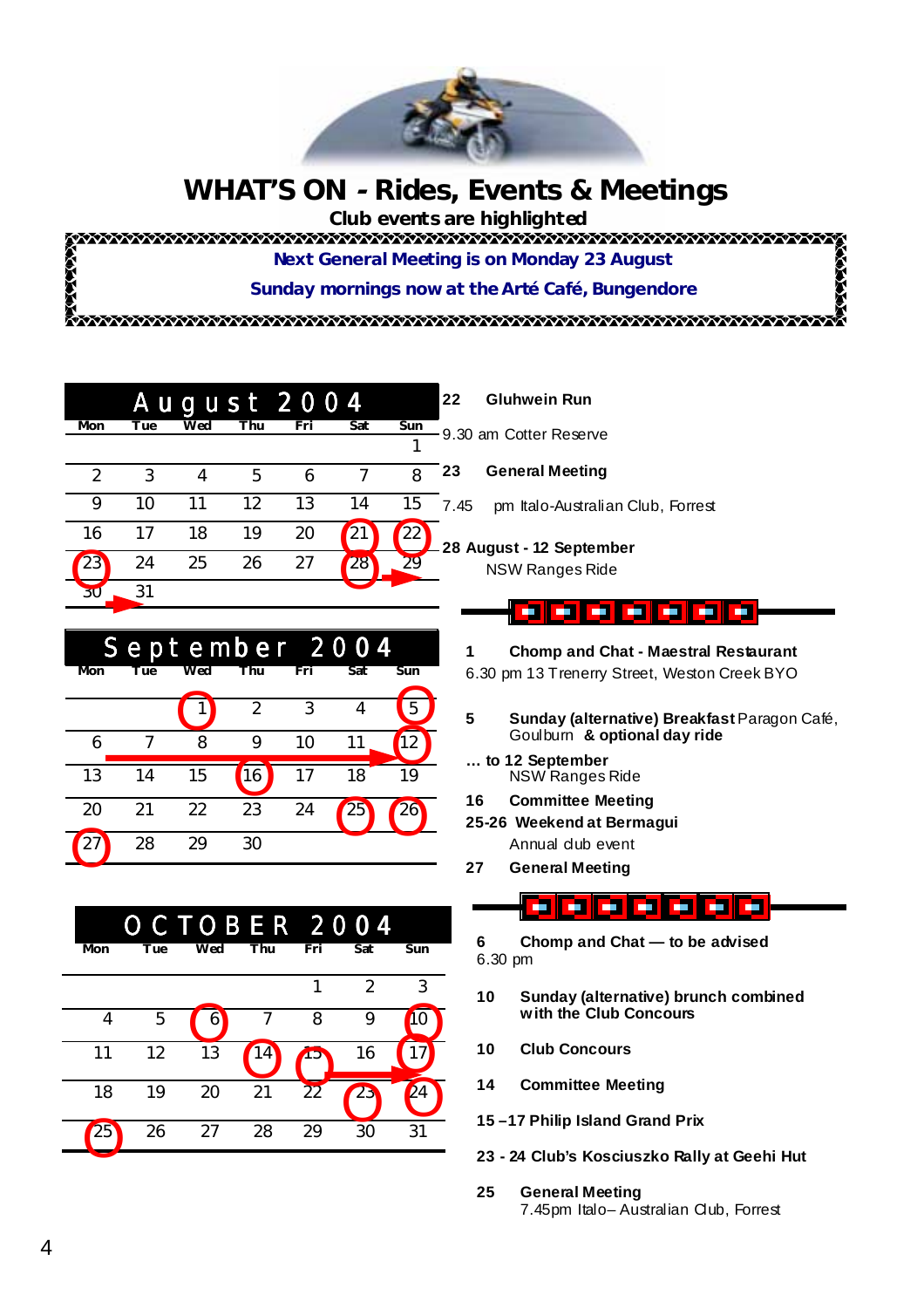# WHAT'S ON - Rides, Events & Meetings

**Club events are highlighted**

**Next General Meeting is on Monday 23 August**

**Sunday mornings now at the Arté Café, Bungendore**

## August 2004

| Mon | Tue | Wed | Thu | Fri | Sat | Sun |
|---|---|---|---|---|---|---|
| | | | | | | 1 |
| 2 | 3 | 4 | 5 | 6 | 7 | 8 |
| 9 | 10 | 11 | 12 | 13 | 14 | 15 |
| 16 | 17 | 18 | 19 | 20 | 21 | 22 |
| 23 | 24 | 25 | 26 | 27 | 28 | 29 |
| 30 | 31 | | | | | |

**22 Gluhwein Run**
9.30 am Cotter Reserve

**23 General Meeting**
7.45 pm Italo-Australian Club, Forrest

**28 August - 12 September**
NSW Ranges Ride

## September 2004

| Mon | Tue | Wed | Thu | Fri | Sat | Sun |
|---|---|---|---|---|---|---|
| | | 1 | 2 | 3 | 4 | 5 |
| 6 | 7 | 8 | 9 | 10 | 11 | 12 |
| 13 | 14 | 15 | 16 | 17 | 18 | 19 |
| 20 | 21 | 22 | 23 | 24 | 25 | 26 |
| 27 | 28 | 29 | 30 | | | |

**1 Chomp and Chat - Maestral Restaurant**
6.30 pm 13 Trenerry Street, Weston Creek BYO

**5 Sunday (alternative) Breakfast** Paragon Café, Goulburn **& optional day ride**

**… to 12 September**
NSW Ranges Ride

**16 Committee Meeting**

**25-26 Weekend at Bermagui**
Annual club event

**27 General Meeting**

## OCTOBER 2004

| Mon | Tue | Wed | Thu | Fri | Sat | Sun |
|---|---|---|---|---|---|---|
| | | | | 1 | 2 | 3 |
| 4 | 5 | 6 | 7 | 8 | 9 | 10 |
| 11 | 12 | 13 | 14 | 15 | 16 | 17 |
| 18 | 19 | 20 | 21 | 22 | 23 | 24 |
| 25 | 26 | 27 | 28 | 29 | 30 | 31 |

**6 Chomp and Chat — to be advised**
6.30 pm

**10 Sunday (alternative) brunch combined with the Club Concours**

**10 Club Concours**

**14 Committee Meeting**

**15 –17 Philip Island Grand Prix**

**23 - 24 Club's Kosciuszko Rally at Geehi Hut**

**25 General Meeting**
7.45pm Italo– Australian Club, Forrest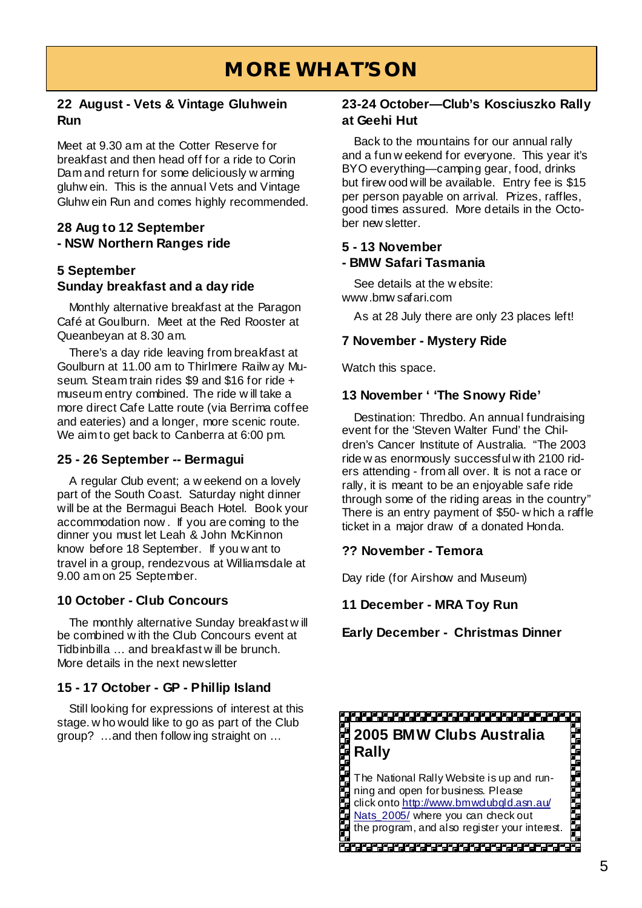# MORE WHAT'S ON

### 22 August - Vets & Vintage Gluhwein Run

Meet at 9.30 am at the Cotter Reserve for breakfast and then head off for a ride to Corin Dam and return for some deliciously warming gluhwein. This is the annual Vets and Vintage Gluhwein Run and comes highly recommended.

### 28 Aug to 12 September
### - NSW Northern Ranges ride

### 5 September
### Sunday breakfast and a day ride

Monthly alternative breakfast at the Paragon Café at Goulburn. Meet at the Red Rooster at Queanbeyan at 8.30 am.

There's a day ride leaving from breakfast at Goulburn at 11.00 am to Thirlmere Railway Museum. Steam train rides $9 and $16 for ride + museum entry combined. The ride will take a more direct Cafe Latte route (via Berrima coffee and eateries) and a longer, more scenic route. We aim to get back to Canberra at 6:00 pm.

### 25 - 26 September -- Bermagui

A regular Club event; a weekend on a lovely part of the South Coast. Saturday night dinner will be at the Bermagui Beach Hotel. Book your accommodation now. If you are coming to the dinner you must let Leah & John McKinnon know before 18 September. If you want to travel in a group, rendezvous at Williamsdale at 9.00 am on 25 September.

### 10 October - Club Concours

The monthly alternative Sunday breakfast will be combined with the Club Concours event at Tidbinbilla … and breakfast will be brunch. More details in the next newsletter

### 15 - 17 October - GP - Phillip Island

Still looking for expressions of interest at this stage. who would like to go as part of the Club group? …and then following straight on …

### 23-24 October—Club's Kosciuszko Rally at Geehi Hut

Back to the mountains for our annual rally and a fun weekend for everyone. This year it's BYO everything—camping gear, food, drinks but firewood will be available. Entry fee is $15 per person payable on arrival. Prizes, raffles, good times assured. More details in the October newsletter.

### 5 - 13 November
### - BMW Safari Tasmania

See details at the website: www.bmwsafari.com

As at 28 July there are only 23 places left!

### 7 November - Mystery Ride

Watch this space.

### 13 November ' 'The Snowy Ride'

Destination: Thredbo. An annual fundraising event for the 'Steven Walter Fund' the Children's Cancer Institute of Australia. "The 2003 ride was enormously successful with 2100 riders attending - from all over. It is not a race or rally, it is meant to be an enjoyable safe ride through some of the riding areas in the country" There is an entry payment of $50- which a raffle ticket in a major draw of a donated Honda.

### ?? November - Temora

Day ride (for Airshow and Museum)

### 11 December - MRA Toy Run

### Early December - Christmas Dinner

## 2005 BMW Clubs Australia Rally

The National Rally Website is up and running and open for business. Please click onto http://www.bmwclubqld.asn.au/Nats_2005/ where you can check out the program, and also register your interest.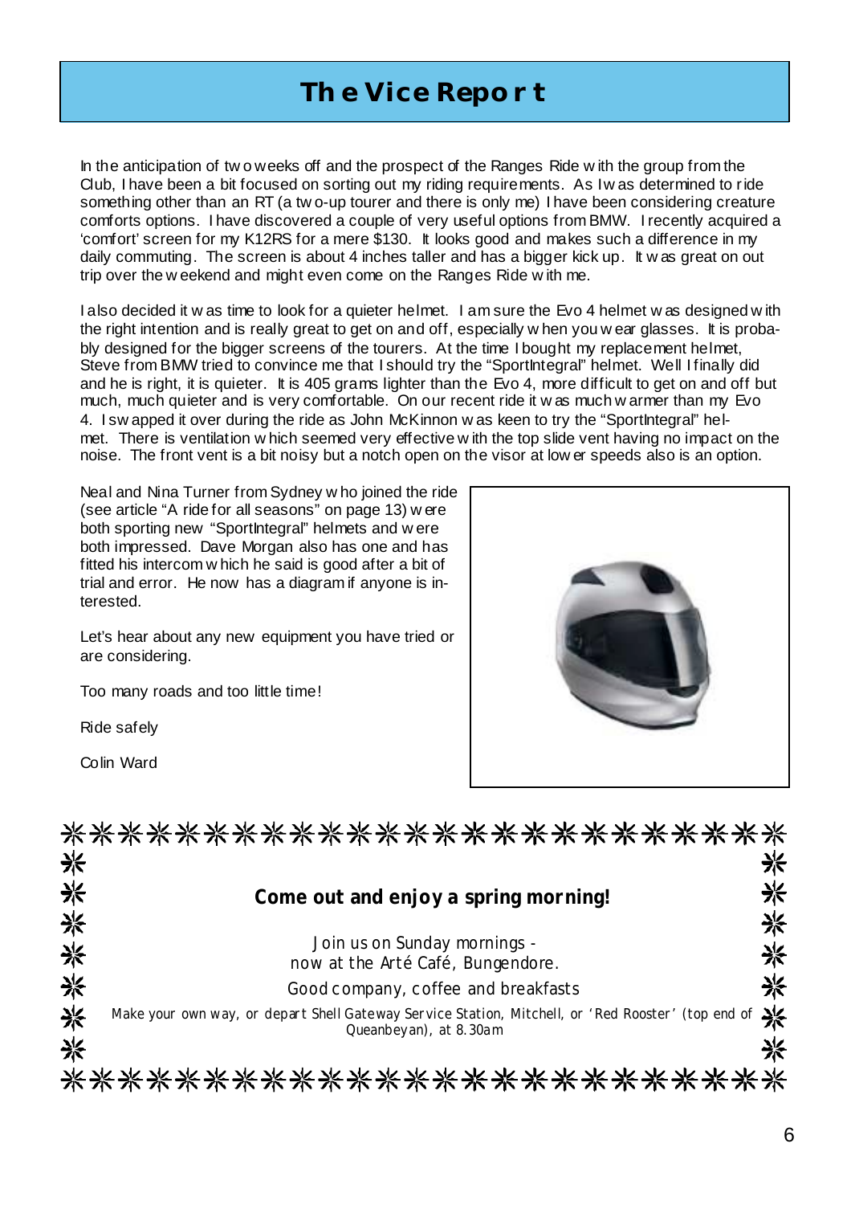# The Vice Report

In the anticipation of two weeks off and the prospect of the Ranges Ride with the group from the Club, I have been a bit focused on sorting out my riding requirements. As I was determined to ride something other than an RT (a two-up tourer and there is only me) I have been considering creature comforts options. I have discovered a couple of very useful options from BMW. I recently acquired a 'comfort' screen for my K12RS for a mere $130. It looks good and makes such a difference in my daily commuting. The screen is about 4 inches taller and has a bigger kick up. It was great on out trip over the weekend and might even come on the Ranges Ride with me.

I also decided it was time to look for a quieter helmet. I am sure the Evo 4 helmet was designed with the right intention and is really great to get on and off, especially when you wear glasses. It is probably designed for the bigger screens of the tourers. At the time I bought my replacement helmet, Steve from BMW tried to convince me that I should try the "SportIntegral" helmet. Well I finally did and he is right, it is quieter. It is 405 grams lighter than the Evo 4, more difficult to get on and off but much, much quieter and is very comfortable. On our recent ride it was much warmer than my Evo 4. I swapped it over during the ride as John McKinnon was keen to try the "SportIntegral" helmet. There is ventilation which seemed very effective with the top slide vent having no impact on the noise. The front vent is a bit noisy but a notch open on the visor at lower speeds also is an option.

Neal and Nina Turner from Sydney who joined the ride (see article "A ride for all seasons" on page 13) were both sporting new "SportIntegral" helmets and were both impressed. Dave Morgan also has one and has fitted his intercom which he said is good after a bit of trial and error. He now has a diagram if anyone is interested.

Let's hear about any new equipment you have tried or are considering.

Too many roads and too little time!

Ride safely

Colin Ward

---

**Come out and enjoy a spring morning!**

Join us on Sunday mornings -
now at the Arté Café, Bungendore.

Good company, coffee and breakfasts

Make your own way, or depart Shell Gateway Service Station, Mitchell, or 'Red Rooster' (top end of Queanbeyan), at 8.30am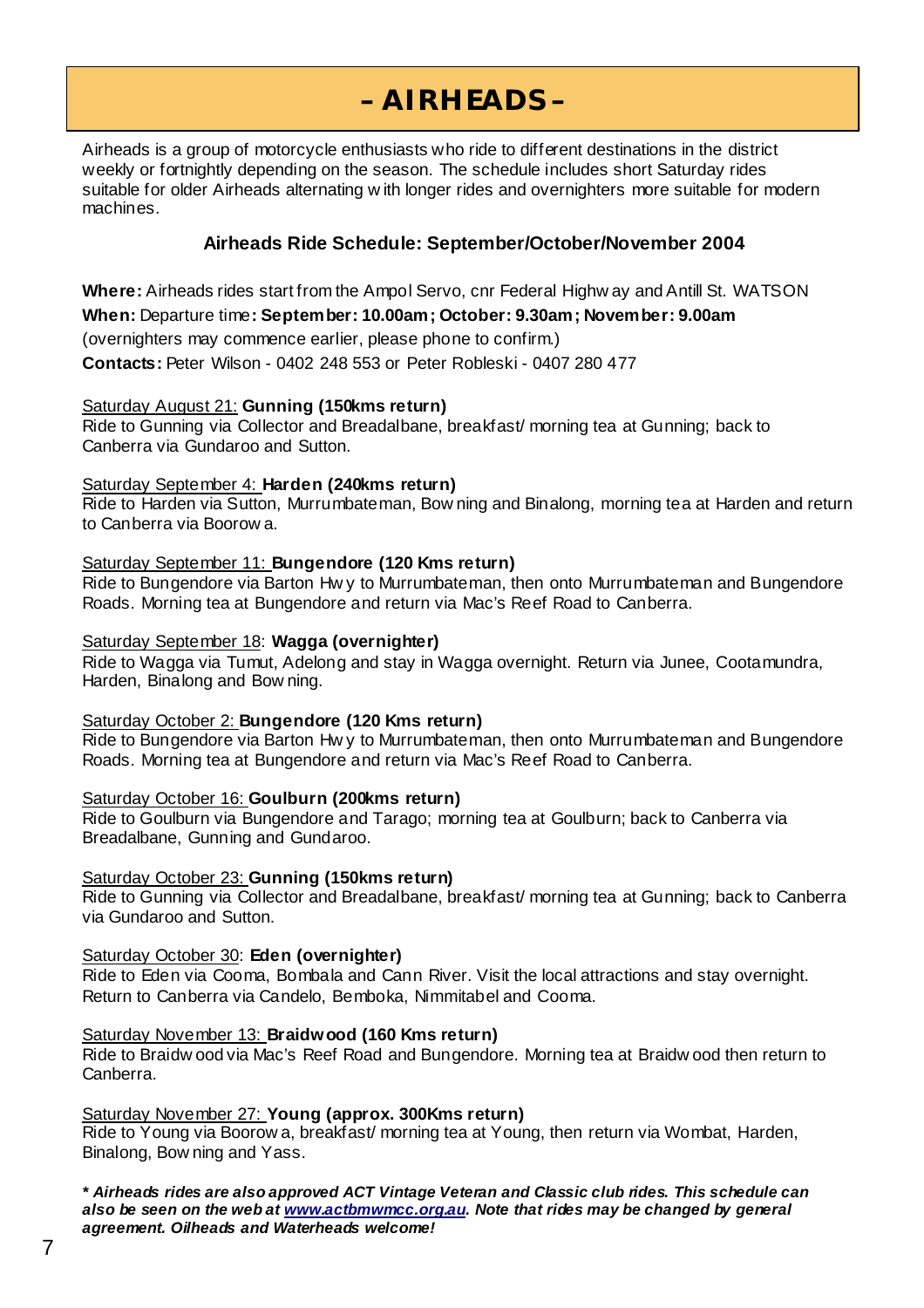# – AIRHEADS –

Airheads is a group of motorcycle enthusiasts who ride to different destinations in the district weekly or fortnightly depending on the season. The schedule includes short Saturday rides suitable for older Airheads alternating with longer rides and overnighters more suitable for modern machines.

### Airheads Ride Schedule: September/October/November 2004

**Where:** Airheads rides start from the Ampol Servo, cnr Federal Highway and Antill St. WATSON

**When:** Departure time**: September: 10.00am; October: 9.30am; November: 9.00am**

(overnighters may commence earlier, please phone to confirm.)

**Contacts:** Peter Wilson - 0402 248 553 or Peter Robleski - 0407 280 477

<u>Saturday August 21:</u> **Gunning (150kms return)**
Ride to Gunning via Collector and Breadalbane, breakfast/ morning tea at Gunning; back to Canberra via Gundaroo and Sutton.

<u>Saturday September 4:</u> **Harden (240kms return)**
Ride to Harden via Sutton, Murrumbateman, Bowning and Binalong, morning tea at Harden and return to Canberra via Boorowa.

<u>Saturday September 11:</u> **Bungendore (120 Kms return)**
Ride to Bungendore via Barton Hwy to Murrumbateman, then onto Murrumbateman and Bungendore Roads. Morning tea at Bungendore and return via Mac's Reef Road to Canberra.

<u>Saturday September 18</u>: **Wagga (overnighter)**
Ride to Wagga via Tumut, Adelong and stay in Wagga overnight. Return via Junee, Cootamundra, Harden, Binalong and Bowning.

<u>Saturday October 2:</u> **Bungendore (120 Kms return)**
Ride to Bungendore via Barton Hwy to Murrumbateman, then onto Murrumbateman and Bungendore Roads. Morning tea at Bungendore and return via Mac's Reef Road to Canberra.

<u>Saturday October 16:</u> **Goulburn (200kms return)**
Ride to Goulburn via Bungendore and Tarago; morning tea at Goulburn; back to Canberra via Breadalbane, Gunning and Gundaroo.

<u>Saturday October 23:</u> **Gunning (150kms return)**
Ride to Gunning via Collector and Breadalbane, breakfast/ morning tea at Gunning; back to Canberra via Gundaroo and Sutton.

<u>Saturday October 30</u>: **Eden (overnighter)**
Ride to Eden via Cooma, Bombala and Cann River. Visit the local attractions and stay overnight. Return to Canberra via Candelo, Bemboka, Nimmitabel and Cooma.

<u>Saturday November 13:</u> **Braidwood (160 Kms return)**
Ride to Braidwood via Mac's Reef Road and Bungendore. Morning tea at Braidwood then return to Canberra.

<u>Saturday November 27:</u> **Young (approx. 300Kms return)**
Ride to Young via Boorowa, breakfast/ morning tea at Young, then return via Wombat, Harden, Binalong, Bowning and Yass.

***\* Airheads rides are also approved ACT Vintage Veteran and Classic club rides. This schedule can also be seen on the web at [www.actbmwmcc.org.au](http://www.actbmwmcc.org.au). Note that rides may be changed by general agreement. Oilheads and Waterheads welcome!***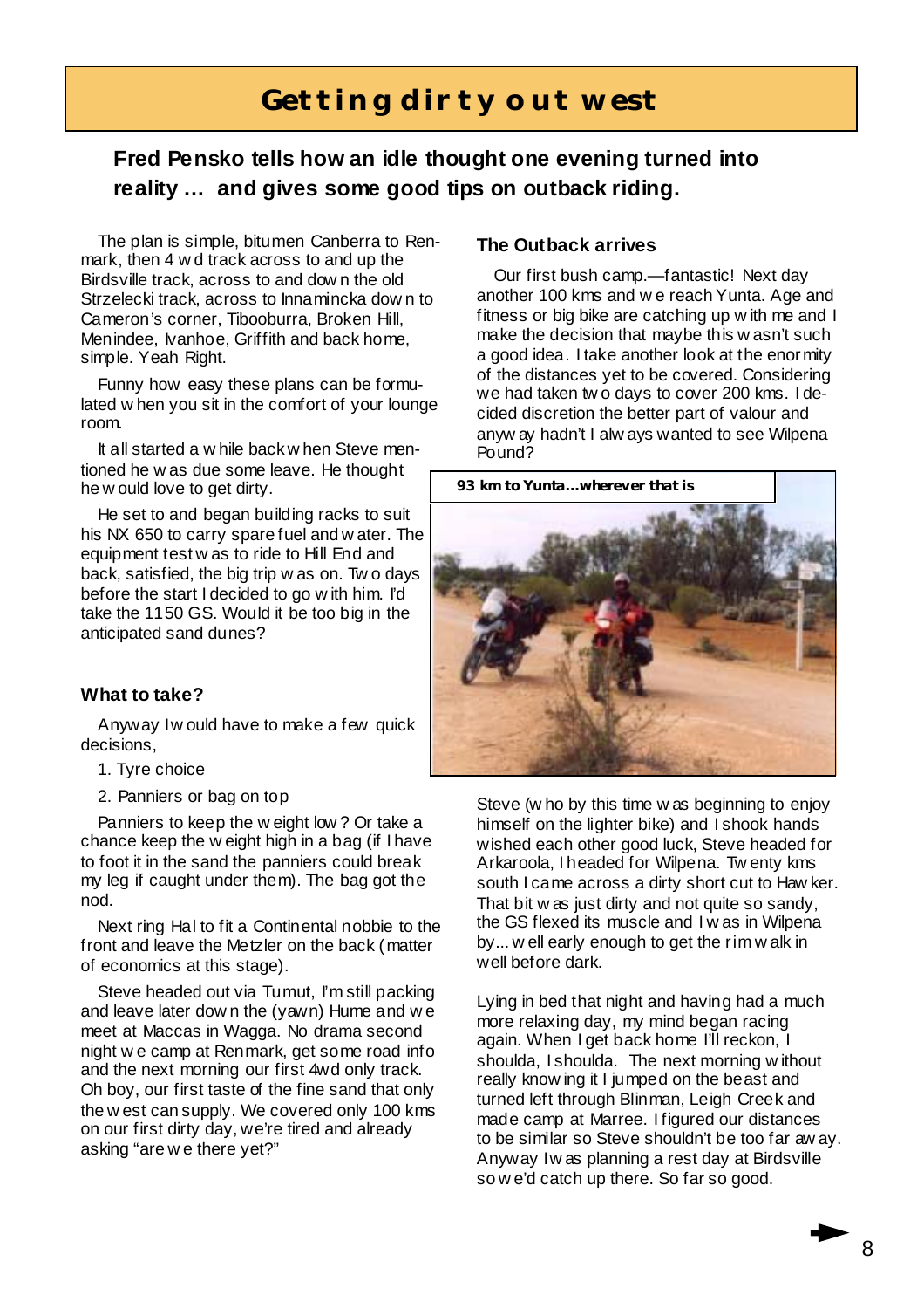# Getting dirty out west

**Fred Pensko tells how an idle thought one evening turned into reality … and gives some good tips on outback riding.**

The plan is simple, bitumen Canberra to Renmark, then 4 wd track across to and up the Birdsville track, across to and down the old Strzelecki track, across to Innamincka down to Cameron's corner, Tibooburra, Broken Hill, Menindee, Ivanhoe, Griffith and back home, simple. Yeah Right.

Funny how easy these plans can be formulated when you sit in the comfort of your lounge room.

It all started a while back when Steve mentioned he was due some leave. He thought he would love to get dirty.

He set to and began building racks to suit his NX 650 to carry spare fuel and water. The equipment test was to ride to Hill End and back, satisfied, the big trip was on. Two days before the start I decided to go with him. I'd take the 1150 GS. Would it be too big in the anticipated sand dunes?

### What to take?

Anyway I would have to make a few quick decisions,

1. Tyre choice
2. Panniers or bag on top

Panniers to keep the weight low? Or take a chance keep the weight high in a bag (if I have to foot it in the sand the panniers could break my leg if caught under them). The bag got the nod.

Next ring Hal to fit a Continental nobbie to the front and leave the Metzler on the back (matter of economics at this stage).

Steve headed out via Tumut, I'm still packing and leave later down the (yawn) Hume and we meet at Maccas in Wagga. No drama second night we camp at Renmark, get some road info and the next morning our first 4wd only track. Oh boy, our first taste of the fine sand that only the west can supply. We covered only 100 kms on our first dirty day, we're tired and already asking "are we there yet?"

### The Outback arrives

Our first bush camp.—fantastic! Next day another 100 kms and we reach Yunta. Age and fitness or big bike are catching up with me and I make the decision that maybe this wasn't such a good idea. I take another look at the enormity of the distances yet to be covered. Considering we had taken two days to cover 200 kms. I decided discretion the better part of valour and anyway hadn't I always wanted to see Wilpena Pound?

**93 km to Yunta…wherever that is**

Steve (who by this time was beginning to enjoy himself on the lighter bike) and I shook hands wished each other good luck, Steve headed for Arkaroola, I headed for Wilpena. Twenty kms south I came across a dirty short cut to Hawker. That bit was just dirty and not quite so sandy, the GS flexed its muscle and I was in Wilpena by... well early enough to get the rim walk in well before dark.

Lying in bed that night and having had a much more relaxing day, my mind began racing again. When I get back home I'll reckon, I shoulda, I shoulda. The next morning without really knowing it I jumped on the beast and turned left through Blinman, Leigh Creek and made camp at Marree. I figured our distances to be similar so Steve shouldn't be too far away. Anyway I was planning a rest day at Birdsville so we'd catch up there. So far so good.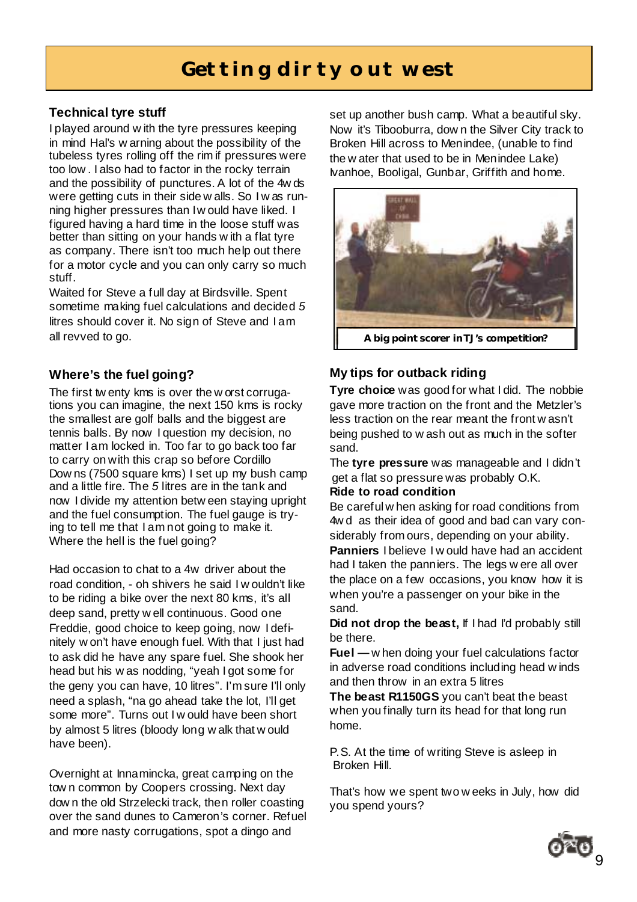# Getting dirty out west

### Technical tyre stuff

I played around with the tyre pressures keeping in mind Hal's warning about the possibility of the tubeless tyres rolling off the rim if pressures were too low. I also had to factor in the rocky terrain and the possibility of punctures. A lot of the 4wds were getting cuts in their side walls. So I was running higher pressures than I would have liked. I figured having a hard time in the loose stuff was better than sitting on your hands with a flat tyre as company. There isn't too much help out there for a motor cycle and you can only carry so much stuff.

Waited for Steve a full day at Birdsville. Spent sometime making fuel calculations and decided 5 litres should cover it. No sign of Steve and I am all revved to go.

### Where's the fuel going?

The first twenty kms is over the worst corrugations you can imagine, the next 150 kms is rocky the smallest are golf balls and the biggest are tennis balls. By now I question my decision, no matter I am locked in. Too far to go back too far to carry on with this crap so before Cordillo Downs (7500 square kms) I set up my bush camp and a little fire. The 5 litres are in the tank and now I divide my attention between staying upright and the fuel consumption. The fuel gauge is trying to tell me that I am not going to make it. Where the hell is the fuel going?

Had occasion to chat to a 4w driver about the road condition, - oh shivers he said I wouldn't like to be riding a bike over the next 80 kms, it's all deep sand, pretty well continuous. Good one Freddie, good choice to keep going, now I definitely won't have enough fuel. With that I just had to ask did he have any spare fuel. She shook her head but his was nodding, "yeah I got some for the geny you can have, 10 litres". I'm sure I'll only need a splash, "na go ahead take the lot, I'll get some more". Turns out I would have been short by almost 5 litres (bloody long walk that would have been).

Overnight at Innamincka, great camping on the town common by Coopers crossing. Next day down the old Strzelecki track, then roller coasting over the sand dunes to Cameron's corner. Refuel and more nasty corrugations, spot a dingo and set up another bush camp. What a beautiful sky. Now it's Tibooburra, down the Silver City track to Broken Hill across to Menindee, (unable to find the water that used to be in Menindee Lake) Ivanhoe, Booligal, Gunbar, Griffith and home.

**A big point scorer in TJ's competition?**

### My tips for outback riding

**Tyre choice** was good for what I did. The nobbie gave more traction on the front and the Metzler's less traction on the rear meant the front wasn't being pushed to wash out as much in the softer sand.

The **tyre pressure** was manageable and I didn't get a flat so pressure was probably O.K.

**Ride to road condition**

Be careful when asking for road conditions from 4wd as their idea of good and bad can vary considerably from ours, depending on your ability.

**Panniers** I believe I would have had an accident had I taken the panniers. The legs were all over the place on a few occasions, you know how it is when you're a passenger on your bike in the sand.

**Did not drop the beast,** If I had I'd probably still be there.

**Fuel —** when doing your fuel calculations factor in adverse road conditions including head winds and then throw in an extra 5 litres

**The beast R1150GS** you can't beat the beast when you finally turn its head for that long run home.

P.S. At the time of writing Steve is asleep in Broken Hill.

That's how we spent two weeks in July, how did you spend yours?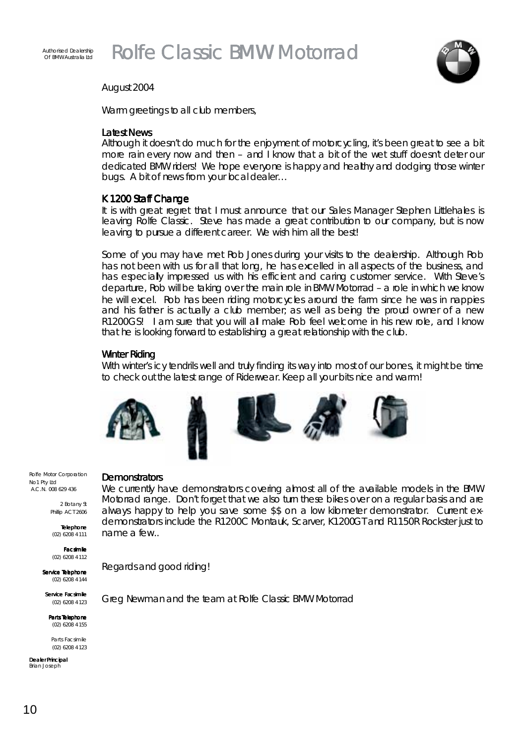Authorised Dealership
Of BMW Australia Ltd

# Rolfe Classic BMW Motorrad

August 2004

Warm greetings to all club members,

## Latest News

Although it doesn't do much for the enjoyment of motorcycling, it's been great to see a bit more rain every now and then – and I know that a bit of the wet stuff doesn't deter our dedicated BMW riders! We hope everyone is happy and healthy and dodging those winter bugs. A bit of news from your local dealer…

## K1200 Staff Change

It is with great regret that I must announce that our Sales Manager Stephen Littlehales is leaving Rolfe Classic. Steve has made a great contribution to our company, but is now leaving to pursue a different career. We wish him all the best!

Some of you may have met Rob Jones during your visits to the dealership. Although Rob has not been with us for all that long, he has excelled in all aspects of the business, and has especially impressed us with his efficient and caring customer service. With Steve's departure, Rob will be taking over the main role in BMW Motorrad – a role in which we know he will excel. Rob has been riding motorcycles around the farm since he was in nappies and his father is actually a club member; as well as being the proud owner of a new R1200GS! I am sure that you will all make Rob feel welcome in his new role, and I know that he is looking forward to establishing a great relationship with the club.

## Winter Riding

With winter's icy tendrils well and truly finding its way into most of our bones, it might be time to check out the latest range of Riderwear. Keep all your bits nice and warm!

## Demonstrators

We currently have demonstrators covering almost all of the available models in the BMW Motorrad range. Don't forget that we also turn these bikes over on a regular basis and are always happy to help you save some $$ on a low kilometer demonstrator. Current ex-demonstrators include the R1200C Montauk, Scarver, K1200GT and R1150R Rockster just to name a few..

Regards and good riding!

Greg Newman and the team at Rolfe Classic BMW Motorrad

Rolfe Motor Corporation
No1 Pty Ltd
A.C.N. 008 629 436

2 Botany St
Phillip ACT 2606

**Telephone**
(02) 6208 4111

**Facsimile**
(02) 6208 4112

**Service Telephone**
(02) 6208 4144

**Service Facsimile**
(02) 6208 4123

**Parts Telephone**
(02) 6208 4155

Parts Facsimile
(02) 6208 4123

**Dealer Principal**
Brian Joseph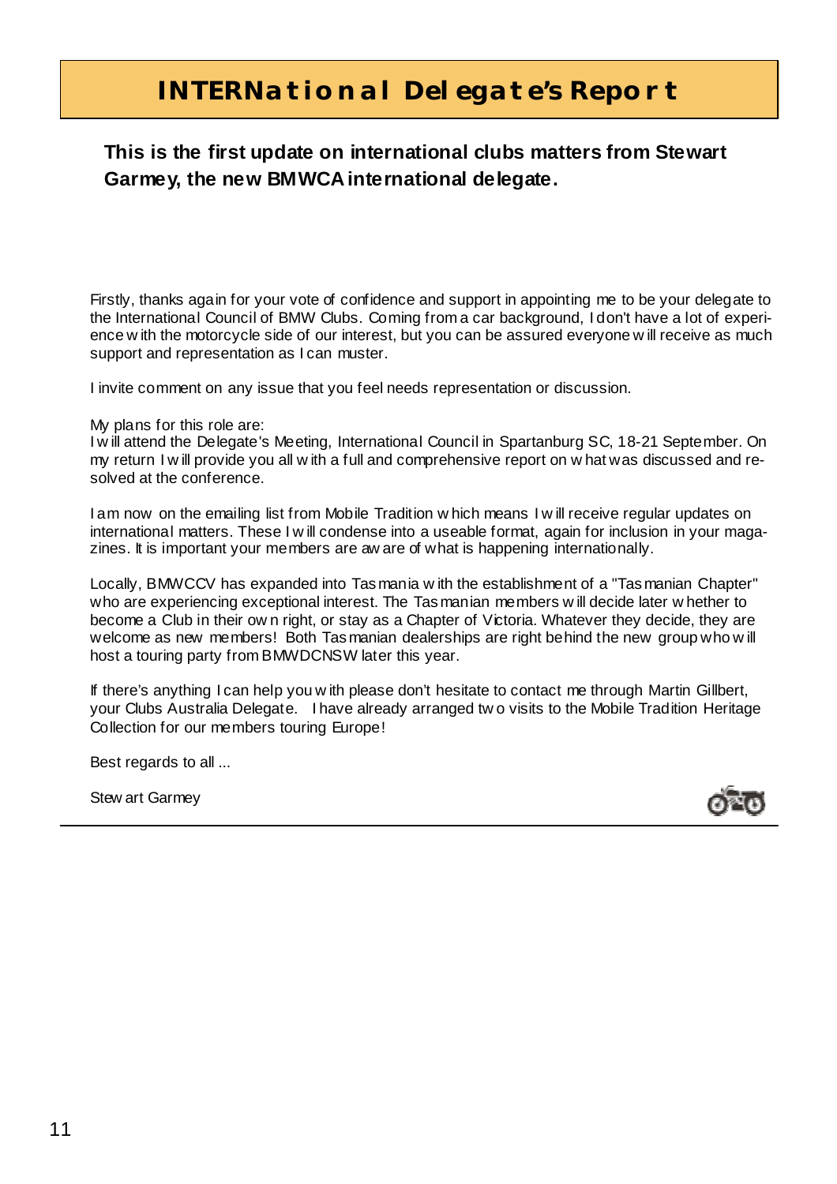# INTERNational Delegate's Report

**This is the first update on international clubs matters from Stewart Garmey, the new BMWCA international delegate.**

Firstly, thanks again for your vote of confidence and support in appointing me to be your delegate to the International Council of BMW Clubs. Coming from a car background, I don't have a lot of experience with the motorcycle side of our interest, but you can be assured everyone will receive as much support and representation as I can muster.

I invite comment on any issue that you feel needs representation or discussion.

My plans for this role are:
I will attend the Delegate's Meeting, International Council in Spartanburg SC, 18-21 September. On my return I will provide you all with a full and comprehensive report on what was discussed and resolved at the conference.

I am now on the emailing list from Mobile Tradition which means I will receive regular updates on international matters. These I will condense into a useable format, again for inclusion in your magazines. It is important your members are aware of what is happening internationally.

Locally, BMWCCV has expanded into Tasmania with the establishment of a "Tasmanian Chapter" who are experiencing exceptional interest. The Tasmanian members will decide later whether to become a Club in their own right, or stay as a Chapter of Victoria. Whatever they decide, they are welcome as new members! Both Tasmanian dealerships are right behind the new group who will host a touring party from BMWDCNSW later this year.

If there's anything I can help you with please don't hesitate to contact me through Martin Gillbert, your Clubs Australia Delegate. I have already arranged two visits to the Mobile Tradition Heritage Collection for our members touring Europe!

Best regards to all ...

Stewart Garmey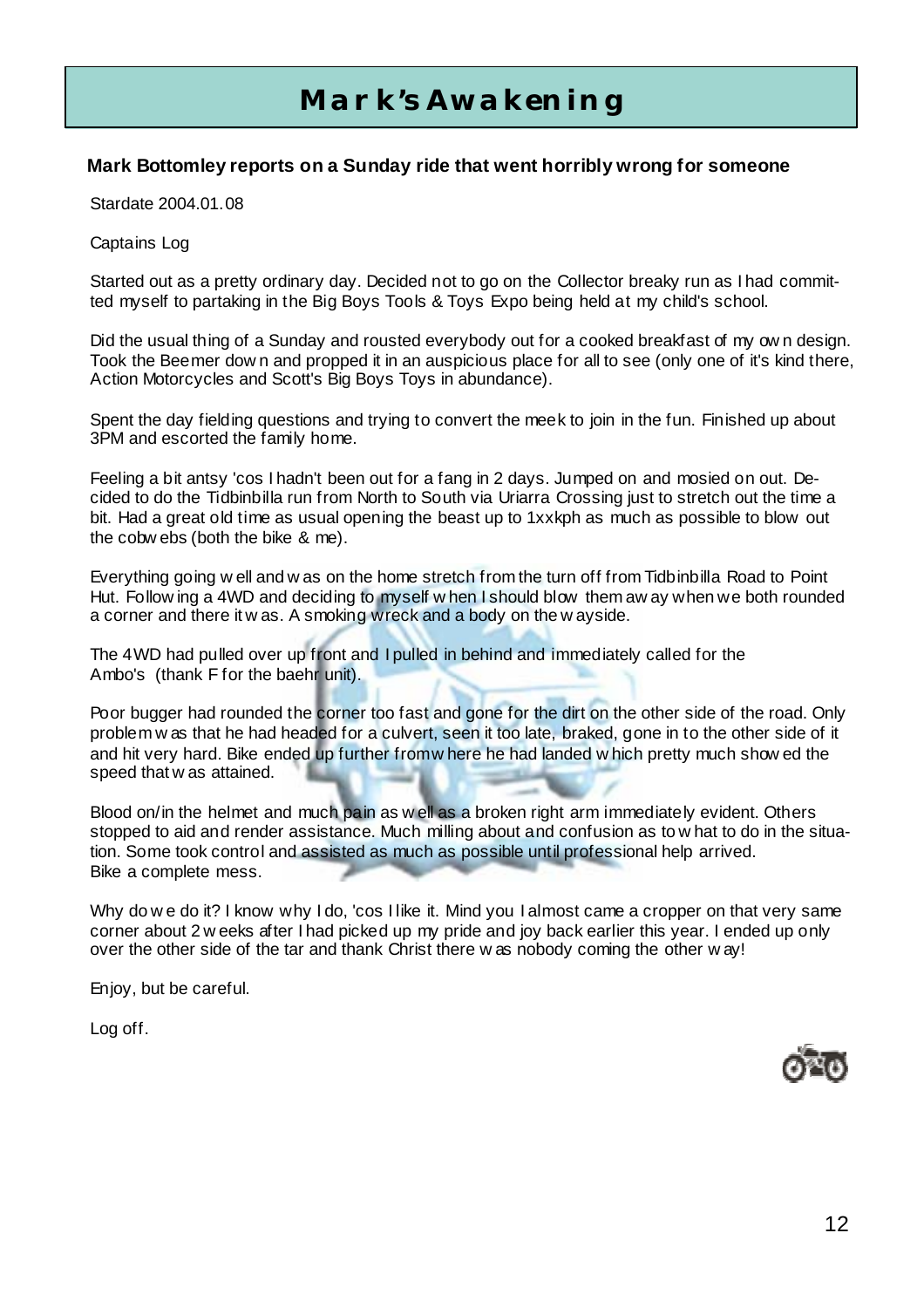# Mark's Awakening

**Mark Bottomley reports on a Sunday ride that went horribly wrong for someone**

Stardate 2004.01.08

Captains Log

Started out as a pretty ordinary day. Decided not to go on the Collector breaky run as I had committed myself to partaking in the Big Boys Tools & Toys Expo being held at my child's school.

Did the usual thing of a Sunday and rousted everybody out for a cooked breakfast of my own design. Took the Beemer down and propped it in an auspicious place for all to see (only one of it's kind there, Action Motorcycles and Scott's Big Boys Toys in abundance).

Spent the day fielding questions and trying to convert the meek to join in the fun. Finished up about 3PM and escorted the family home.

Feeling a bit antsy 'cos I hadn't been out for a fang in 2 days. Jumped on and mosied on out. Decided to do the Tidbinbilla run from North to South via Uriarra Crossing just to stretch out the time a bit. Had a great old time as usual opening the beast up to 1xxkph as much as possible to blow out the cobwebs (both the bike & me).

Everything going well and was on the home stretch from the turn off from Tidbinbilla Road to Point Hut. Following a 4WD and deciding to myself when I should blow them away when we both rounded a corner and there it was. A smoking wreck and a body on the wayside.

The 4WD had pulled over up front and I pulled in behind and immediately called for the Ambo's (thank F for the baehr unit).

Poor bugger had rounded the corner too fast and gone for the dirt on the other side of the road. Only problem was that he had headed for a culvert, seen it too late, braked, gone in to the other side of it and hit very hard. Bike ended up further from where he had landed which pretty much showed the speed that was attained.

Blood on/in the helmet and much pain as well as a broken right arm immediately evident. Others stopped to aid and render assistance. Much milling about and confusion as to what to do in the situation. Some took control and assisted as much as possible until professional help arrived.
Bike a complete mess.

Why do we do it? I know why I do, 'cos I like it. Mind you I almost came a cropper on that very same corner about 2 weeks after I had picked up my pride and joy back earlier this year. I ended up only over the other side of the tar and thank Christ there was nobody coming the other way!

Enjoy, but be careful.

Log off.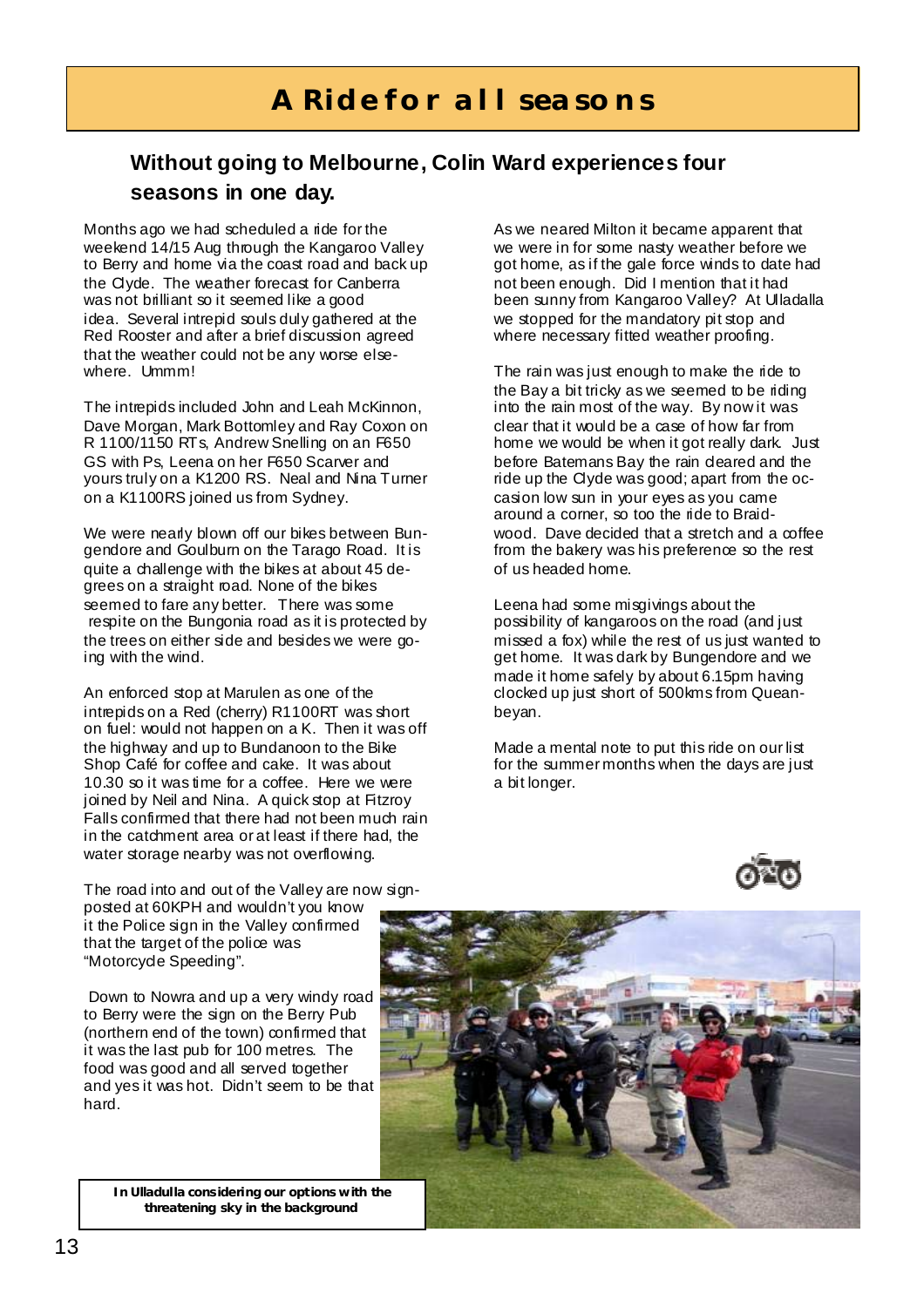# A Ride for all seasons

## Without going to Melbourne, Colin Ward experiences four seasons in one day.

Months ago we had scheduled a ride for the weekend 14/15 Aug through the Kangaroo Valley to Berry and home via the coast road and back up the Clyde. The weather forecast for Canberra was not brilliant so it seemed like a good idea. Several intrepid souls duly gathered at the Red Rooster and after a brief discussion agreed that the weather could not be any worse elsewhere. Ummm!

The intrepids included John and Leah McKinnon, Dave Morgan, Mark Bottomley and Ray Coxon on R 1100/1150 RTs, Andrew Snelling on an F650 GS with Ps, Leena on her F650 Scarver and yours truly on a K1200 RS. Neal and Nina Turner on a K1100RS joined us from Sydney.

We were nearly blown off our bikes between Bungendore and Goulburn on the Tarago Road. It is quite a challenge with the bikes at about 45 degrees on a straight road. None of the bikes seemed to fare any better. There was some respite on the Bungonia road as it is protected by the trees on either side and besides we were going with the wind.

An enforced stop at Marulen as one of the intrepids on a Red (cherry) R1100RT was short on fuel: would not happen on a K. Then it was off the highway and up to Bundanoon to the Bike Shop Café for coffee and cake. It was about 10.30 so it was time for a coffee. Here we were joined by Neil and Nina. A quick stop at Fitzroy Falls confirmed that there had not been much rain in the catchment area or at least if there had, the water storage nearby was not overflowing.

The road into and out of the Valley are now signposted at 60KPH and wouldn't you know it the Police sign in the Valley confirmed that the target of the police was "Motorcycle Speeding".

Down to Nowra and up a very windy road to Berry were the sign on the Berry Pub (northern end of the town) confirmed that it was the last pub for 100 metres. The food was good and all served together and yes it was hot. Didn't seem to be that hard.

As we neared Milton it became apparent that we were in for some nasty weather before we got home, as if the gale force winds to date had not been enough. Did I mention that it had been sunny from Kangaroo Valley? At Ulladalla we stopped for the mandatory pit stop and where necessary fitted weather proofing.

The rain was just enough to make the ride to the Bay a bit tricky as we seemed to be riding into the rain most of the way. By now it was clear that it would be a case of how far from home we would be when it got really dark. Just before Batemans Bay the rain cleared and the ride up the Clyde was good; apart from the occasion low sun in your eyes as you came around a corner, so too the ride to Braidwood. Dave decided that a stretch and a coffee from the bakery was his preference so the rest of us headed home.

Leena had some misgivings about the possibility of kangaroos on the road (and just missed a fox) while the rest of us just wanted to get home. It was dark by Bungendore and we made it home safely by about 6.15pm having clocked up just short of 500kms from Queanbeyan.

Made a mental note to put this ride on our list for the summer months when the days are just a bit longer.

**In Ulladulla considering our options with the threatening sky in the background**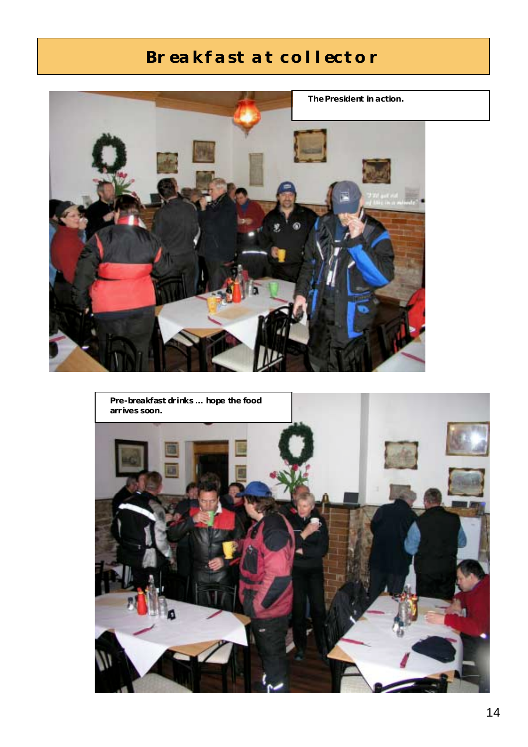# Breakfast at collector

The President in action.

Pre-breakfast drinks … hope the food arrives soon.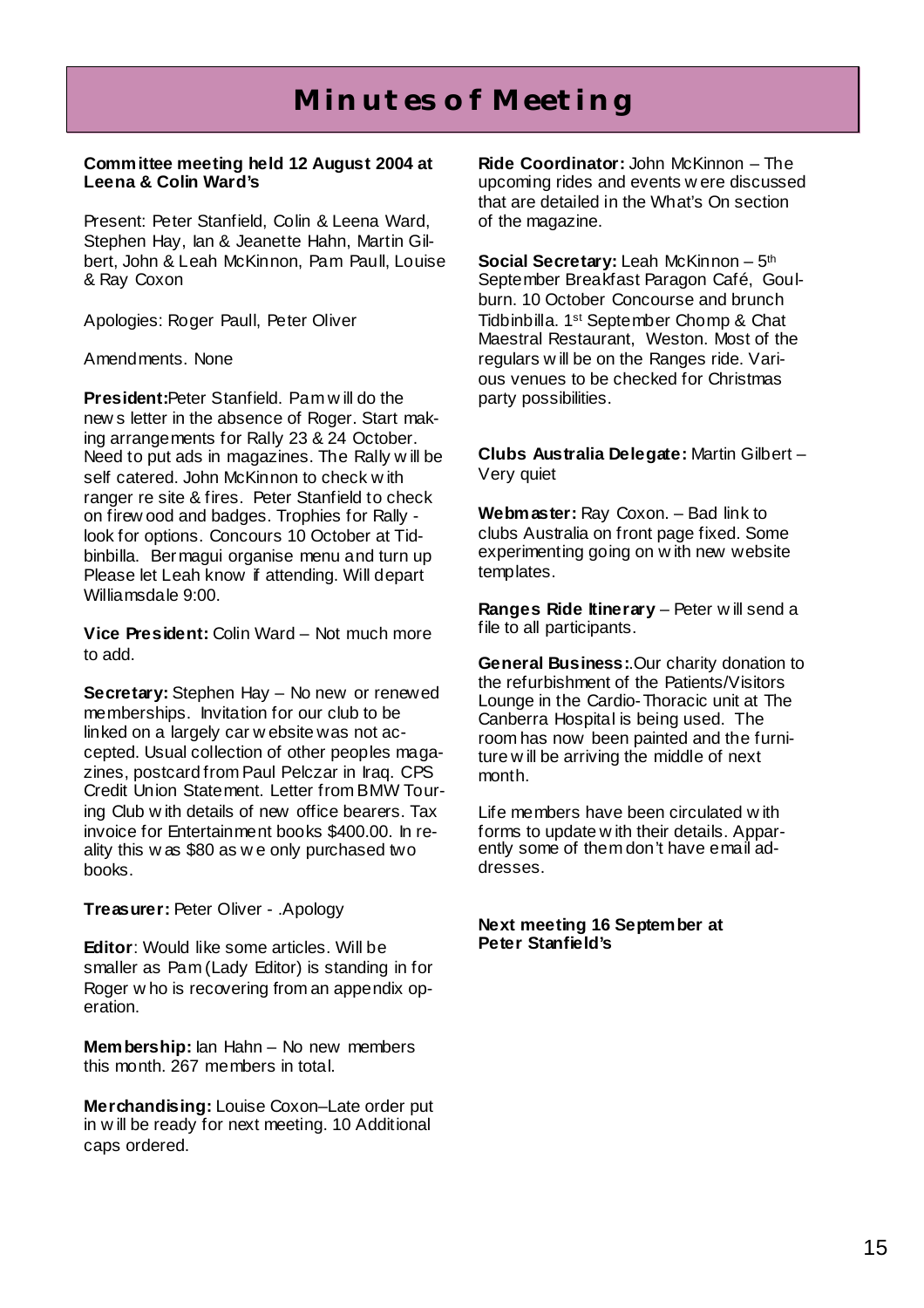# Minutes of Meeting

**Committee meeting held 12 August 2004 at Leena & Colin Ward's**

Present: Peter Stanfield, Colin & Leena Ward, Stephen Hay, Ian & Jeanette Hahn, Martin Gilbert, John & Leah McKinnon, Pam Paull, Louise & Ray Coxon

Apologies: Roger Paull, Peter Oliver

Amendments. None

**President:** Peter Stanfield. Pam will do the news letter in the absence of Roger. Start making arrangements for Rally 23 & 24 October. Need to put ads in magazines. The Rally will be self catered. John McKinnon to check with ranger re site & fires. Peter Stanfield to check on firewood and badges. Trophies for Rally - look for options. Concours 10 October at Tidbinbilla. Bermagui organise menu and turn up Please let Leah know if attending. Will depart Williamsdale 9:00.

**Vice President:** Colin Ward – Not much more to add.

**Secretary:** Stephen Hay – No new or renewed memberships. Invitation for our club to be linked on a largely car website was not accepted. Usual collection of other peoples magazines, postcard from Paul Pelczar in Iraq. CPS Credit Union Statement. Letter from BMW Touring Club with details of new office bearers. Tax invoice for Entertainment books $400.00. In reality this was $80 as we only purchased two books.

**Treasurer:** Peter Oliver - .Apology

**Editor**: Would like some articles. Will be smaller as Pam (Lady Editor) is standing in for Roger who is recovering from an appendix operation.

**Membership:** Ian Hahn – No new members this month. 267 members in total.

**Merchandising:** Louise Coxon–Late order put in will be ready for next meeting. 10 Additional caps ordered.

**Ride Coordinator:** John McKinnon – The upcoming rides and events were discussed that are detailed in the What's On section of the magazine.

**Social Secretary:** Leah McKinnon – 5th September Breakfast Paragon Café, Goulburn. 10 October Concourse and brunch Tidbinbilla. 1st September Chomp & Chat Maestral Restaurant, Weston. Most of the regulars will be on the Ranges ride. Various venues to be checked for Christmas party possibilities.

**Clubs Australia Delegate:** Martin Gilbert – Very quiet

**Webmaster:** Ray Coxon. – Bad link to clubs Australia on front page fixed. Some experimenting going on with new website templates.

**Ranges Ride Itinerary** – Peter will send a file to all participants.

**General Business:** Our charity donation to the refurbishment of the Patients/Visitors Lounge in the Cardio-Thoracic unit at The Canberra Hospital is being used. The room has now been painted and the furniture will be arriving the middle of next month.

Life members have been circulated with forms to update with their details. Apparently some of them don't have email addresses.

**Next meeting 16 September at Peter Stanfield's**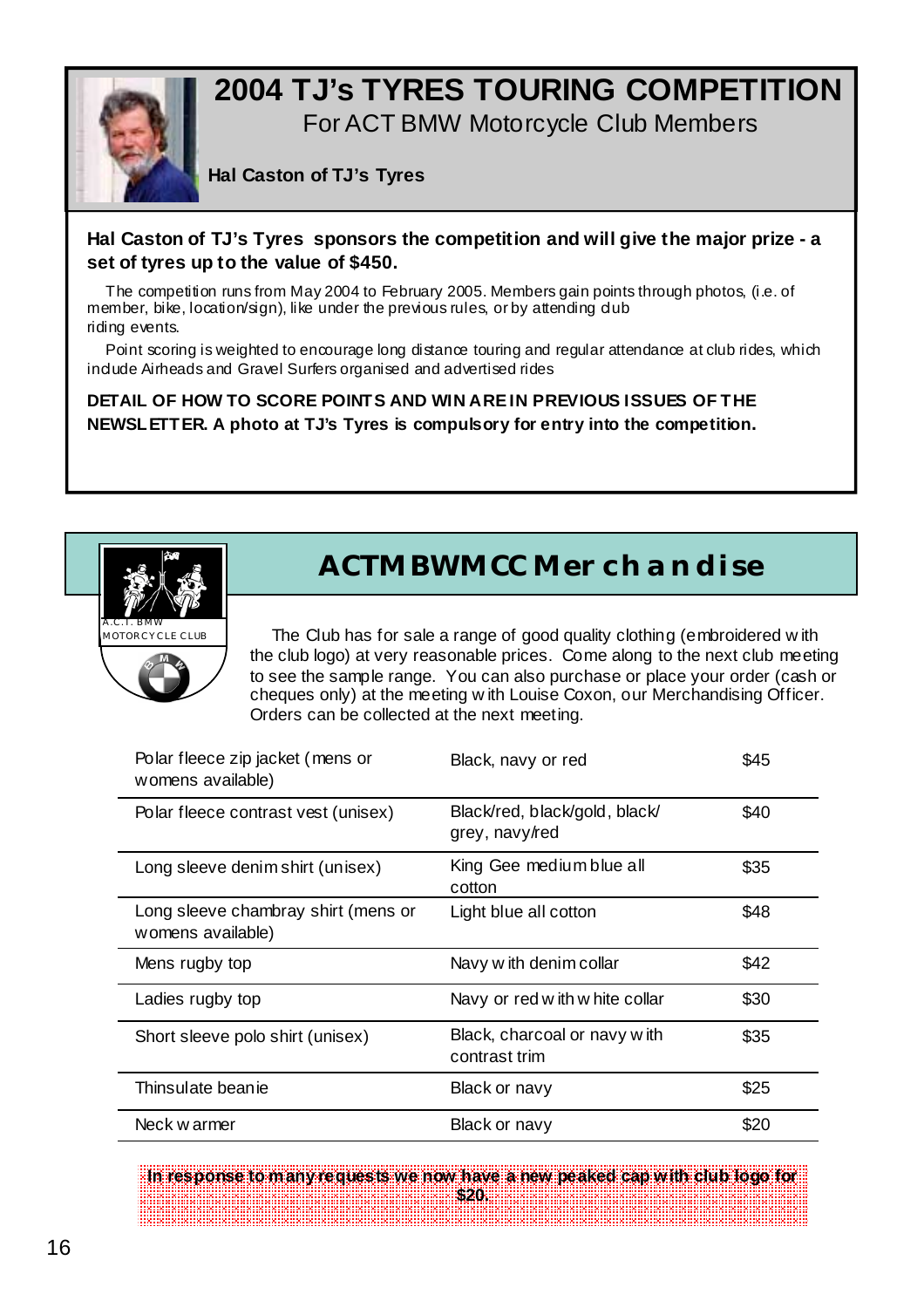## 2004 TJ's TYRES TOURING COMPETITION

For ACT BMW Motorcycle Club Members

**Hal Caston of TJ's Tyres**

**Hal Caston of TJ's Tyres sponsors the competition and will give the major prize - a set of tyres up to the value of $450.**

The competition runs from May 2004 to February 2005. Members gain points through photos, (i.e. of member, bike, location/sign), like under the previous rules, or by attending club riding events.

Point scoring is weighted to encourage long distance touring and regular attendance at club rides, which include Airheads and Gravel Surfers organised and advertised rides

**DETAIL OF HOW TO SCORE POINTS AND WIN ARE IN PREVIOUS ISSUES OF THE NEWSLETTER. A photo at TJ's Tyres is compulsory for entry into the competition.**

## ACTMBWMCC Merchandise

A.C.T. BMW MOTORCYCLE CLUB

The Club has for sale a range of good quality clothing (embroidered with the club logo) at very reasonable prices. Come along to the next club meeting to see the sample range. You can also purchase or place your order (cash or cheques only) at the meeting with Louise Coxon, our Merchandising Officer. Orders can be collected at the next meeting.

| Item | Colours | Price |
|---|---|---|
| Polar fleece zip jacket (mens or womens available) | Black, navy or red | $45 |
| Polar fleece contrast vest (unisex) | Black/red, black/gold, black/grey, navy/red | $40 |
| Long sleeve denim shirt (unisex) | King Gee medium blue all cotton | $35 |
| Long sleeve chambray shirt (mens or womens available) | Light blue all cotton | $48 |
| Mens rugby top | Navy with denim collar | $42 |
| Ladies rugby top | Navy or red with white collar | $30 |
| Short sleeve polo shirt (unisex) | Black, charcoal or navy with contrast trim | $35 |
| Thinsulate beanie | Black or navy | $25 |
| Neck warmer | Black or navy | $20 |

**In response to many requests we now have a new peaked cap with club logo for $20.**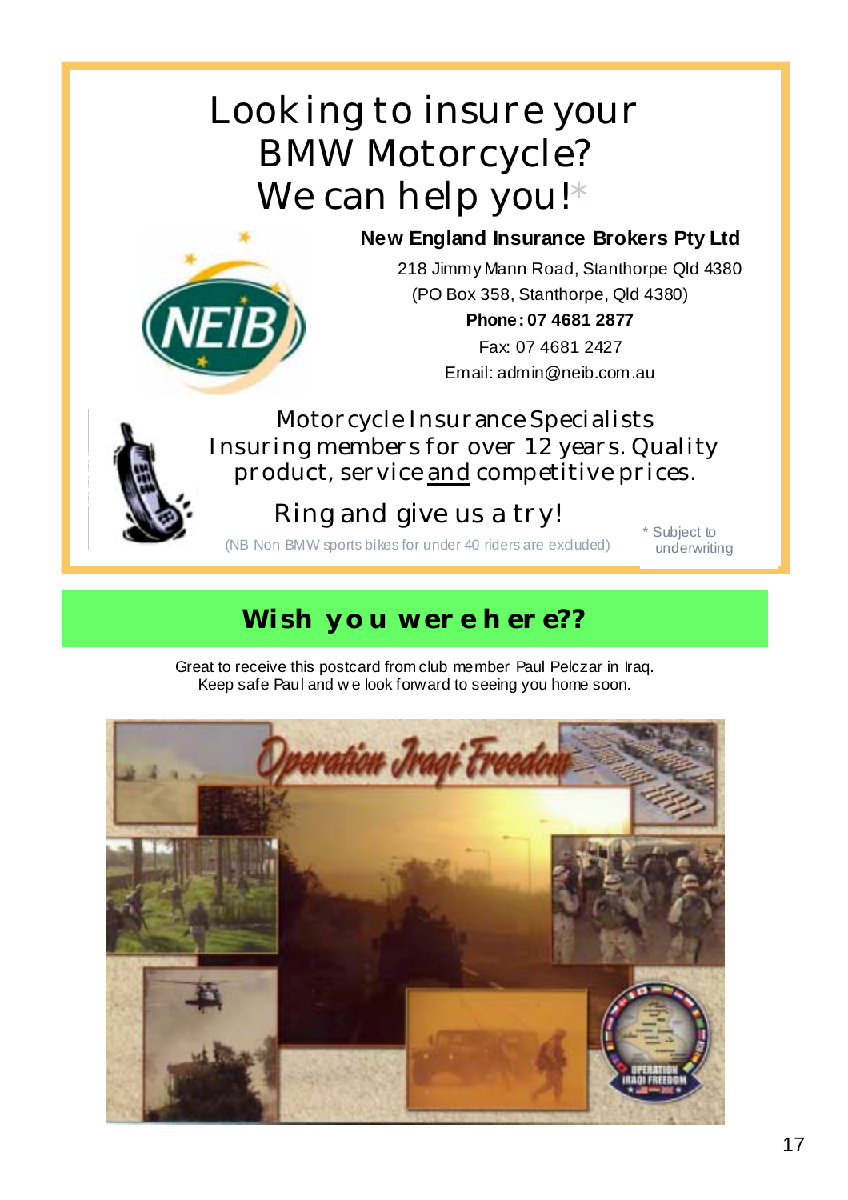# Looking to insure your BMW Motorcycle? We can help you!*

**New England Insurance Brokers Pty Ltd**

218 Jimmy Mann Road, Stanthorpe Qld 4380
(PO Box 358, Stanthorpe, Qld 4380)
**Phone: 07 4681 2877**
Fax: 07 4681 2427
Email: admin@neib.com.au

Motorcycle Insurance Specialists
Insuring members for over 12 years. Quality product, service and competitive prices.

Ring and give us a try!

(NB Non BMW sports bikes for under 40 riders are excluded)

* Subject to underwriting

## Wish you were here??

Great to receive this postcard from club member Paul Pelczar in Iraq.
Keep safe Paul and we look forward to seeing you home soon.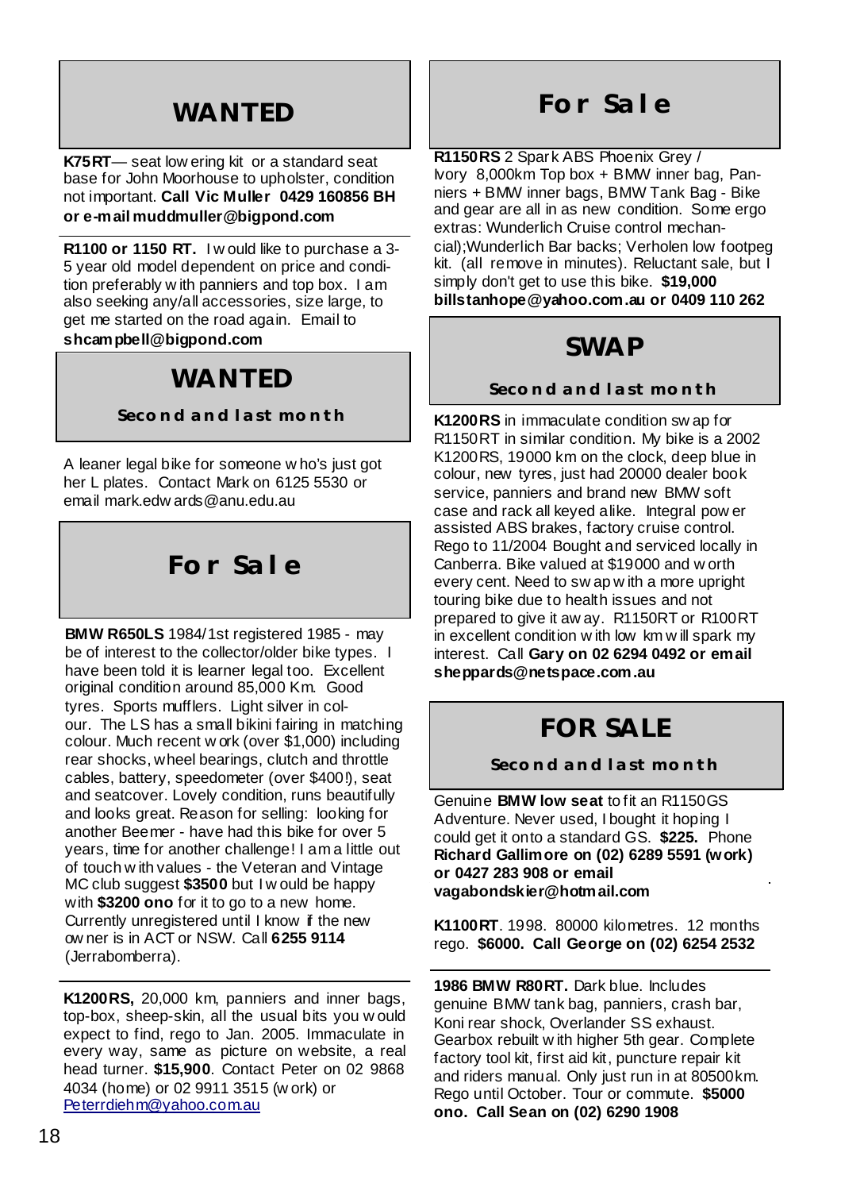## WANTED

**K75RT**— seat lowering kit or a standard seat base for John Moorhouse to upholster, condition not important. **Call Vic Muller 0429 160856 BH or e-mail muddmuller@bigpond.com**

**R1100 or 1150 RT.** I would like to purchase a 3-5 year old model dependent on price and condition preferably with panniers and top box. I am also seeking any/all accessories, size large, to get me started on the road again. Email to **shcampbell@bigpond.com**

## WANTED

**Second and last month**

A leaner legal bike for someone who's just got her L plates. Contact Mark on 6125 5530 or email mark.edwards@anu.edu.au

## For Sale

**BMW R650LS** 1984/1st registered 1985 - may be of interest to the collector/older bike types. I have been told it is learner legal too. Excellent original condition around 85,000 Km. Good tyres. Sports mufflers. Light silver in colour. The LS has a small bikini fairing in matching colour. Much recent work (over $1,000) including rear shocks, wheel bearings, clutch and throttle cables, battery, speedometer (over $400!), seat and seatcover. Lovely condition, runs beautifully and looks great. Reason for selling: looking for another Beemer - have had this bike for over 5 years, time for another challenge! I am a little out of touch with values - the Veteran and Vintage MC club suggest **$3500** but I would be happy with **$3200 ono** for it to go to a new home. Currently unregistered until I know if the new owner is in ACT or NSW. Call **6255 9114** (Jerrabomberra).

**K1200RS,** 20,000 km, panniers and inner bags, top-box, sheep-skin, all the usual bits you would expect to find, rego to Jan. 2005. Immaculate in every way, same as picture on website, a real head turner. **$15,900**. Contact Peter on 02 9868 4034 (home) or 02 9911 3515 (work) or Peterrdiehm@yahoo.com.au

## For Sale

**R1150RS** 2 Spark ABS Phoenix Grey / Ivory 8,000km Top box + BMW inner bag, Panniers + BMW inner bags, BMW Tank Bag - Bike and gear are all in as new condition. Some ergo extras: Wunderlich Cruise control mechancial);Wunderlich Bar backs; Verholen low footpeg kit. (all remove in minutes). Reluctant sale, but I simply don't get to use this bike. **$19,000 billstanhope@yahoo.com.au or 0409 110 262**

## SWAP

**Second and last month**

**K1200RS** in immaculate condition swap for R1150RT in similar condition. My bike is a 2002 K1200RS, 19000 km on the clock, deep blue in colour, new tyres, just had 20000 dealer book service, panniers and brand new BMW soft case and rack all keyed alike. Integral power assisted ABS brakes, factory cruise control. Rego to 11/2004 Bought and serviced locally in Canberra. Bike valued at $19000 and worth every cent. Need to swap with a more upright touring bike due to health issues and not prepared to give it away. R1150RT or R100RT in excellent condition with low km will spark my interest. Call **Gary on 02 6294 0492 or email sheppards@netspace.com.au**

## FOR SALE

**Second and last month**

Genuine **BMW low seat** to fit an R1150GS Adventure. Never used, I bought it hoping I could get it onto a standard GS. **$225.** Phone **Richard Gallimore on (02) 6289 5591 (work) or 0427 283 908 or email vagabondskier@hotmail.com**

**K1100RT**. 1998. 80000 kilometres. 12 months rego. **$6000. Call George on (02) 6254 2532**

**1986 BMW R80RT.** Dark blue. Includes genuine BMW tank bag, panniers, crash bar, Koni rear shock, Overlander SS exhaust. Gearbox rebuilt with higher 5th gear. Complete factory tool kit, first aid kit, puncture repair kit and riders manual. Only just run in at 80500km. Rego until October. Tour or commute. **$5000 ono. Call Sean on (02) 6290 1908**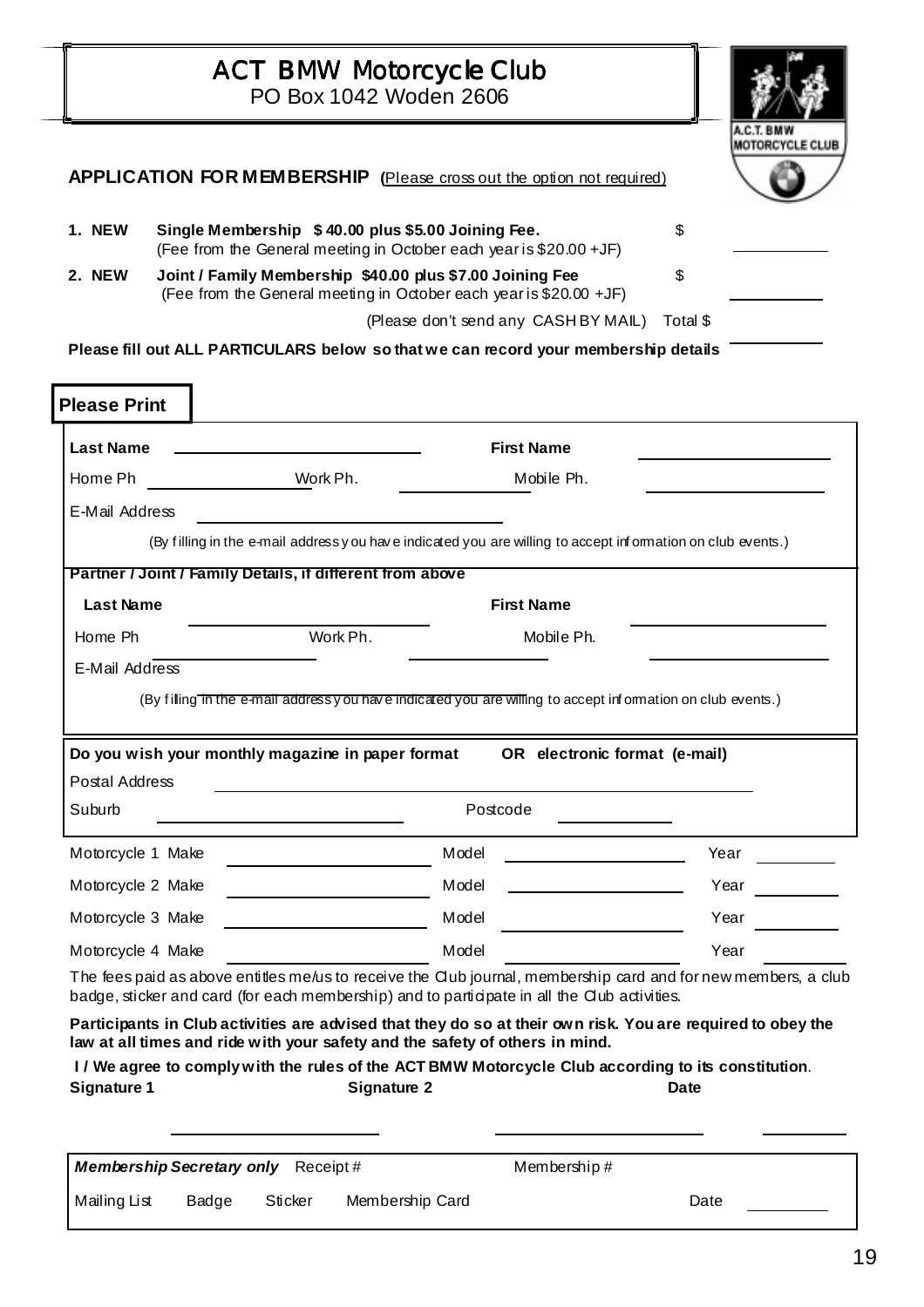# ACT BMW Motorcycle Club

PO Box 1042 Woden 2606

**APPLICATION FOR MEMBERSHIP** (Please cross out the option not required)

| | | |
|---|---|---|
| **1. NEW** | **Single Membership $ 40.00 plus $5.00 Joining Fee.** (Fee from the General meeting in October each year is $20.00 +JF) | $ ________ |
| **2. NEW** | **Joint / Family Membership $40.00 plus $7.00 Joining Fee** (Fee from the General meeting in October each year is $20.00 +JF) | $ ________ |
| | (Please don't send any CASH BY MAIL) | Total $ ________ |

**Please fill out ALL PARTICULARS below so that we can record your membership details**

**Please Print**

**Last Name** ____________________ **First Name** ____________________

Home Ph ____________ Work Ph. ____________ Mobile Ph. ____________

E-Mail Address ____________________

(By filling in the e-mail address you have indicated you are willing to accept information on club events.)

**Partner / Joint / Family Details, if different from above**

**Last Name** ____________________ **First Name** ____________________

Home Ph ____________ Work Ph. ____________ Mobile Ph. ____________

E-Mail Address ____________________

(By filling in the e-mail address you have indicated you are willing to accept information on club events.)

**Do you wish your monthly magazine in paper format OR electronic format (e-mail)**

Postal Address ____________________

Suburb ____________________ Postcode ____________

| | Make | Model | Year |
|---|---|---|---|
| Motorcycle 1 | | | |
| Motorcycle 2 | | | |
| Motorcycle 3 | | | |
| Motorcycle 4 | | | |

The fees paid as above entitles me/us to receive the Club journal, membership card and for new members, a club badge, sticker and card (for each membership) and to participate in all the Club activities.

**Participants in Club activities are advised that they do so at their own risk. You are required to obey the law at all times and ride with your safety and the safety of others in mind.**

**I / We agree to comply with the rules of the ACT BMW Motorcycle Club according to its constitution**.

**Signature 1** ____________________ **Signature 2** ____________________ **Date** ____________

***Membership Secretary only*** Receipt # ____________ Membership # ____________

Mailing List  Badge  Sticker  Membership Card  Date ____________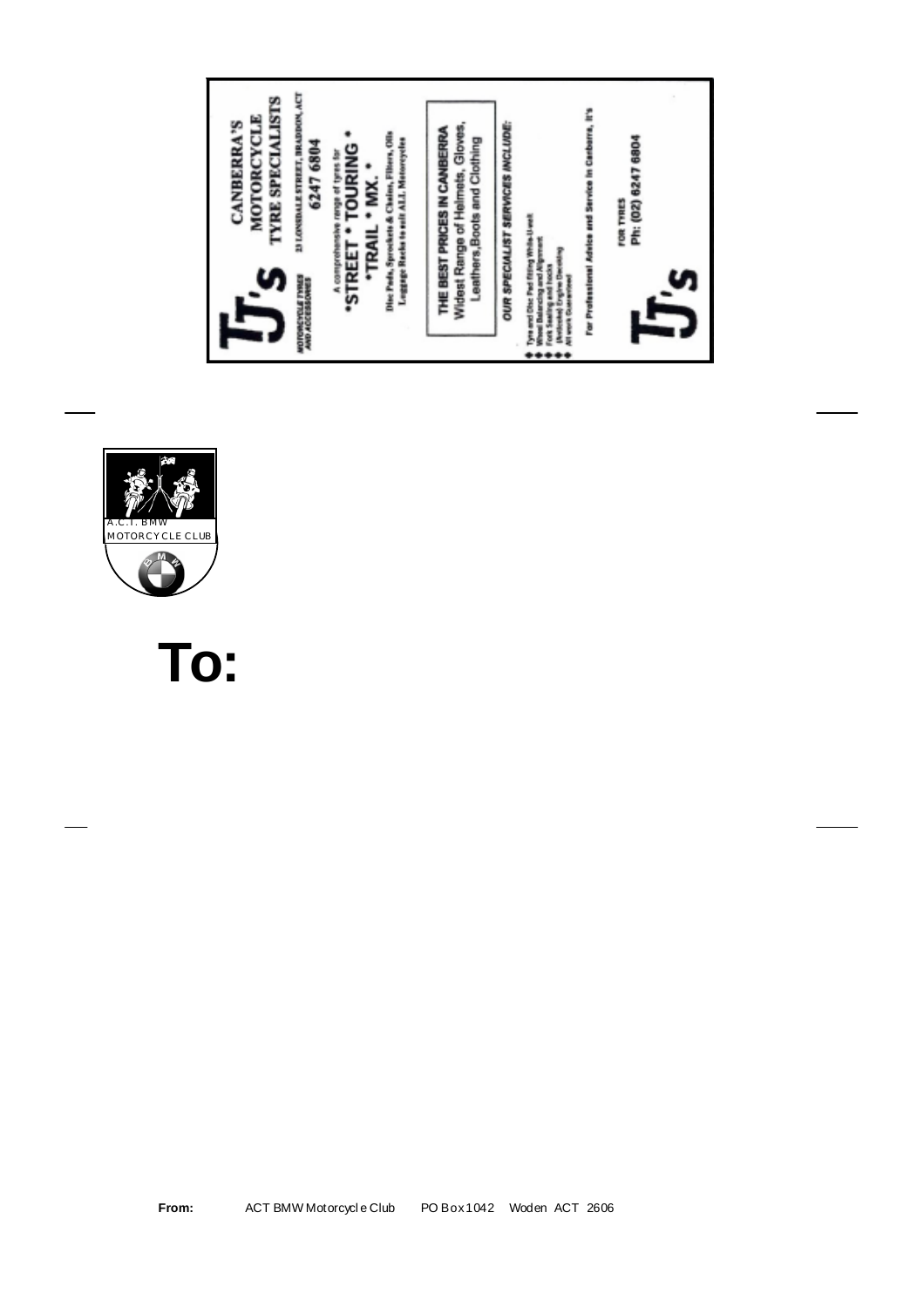TJ's

MOTORCYCLE TYRES AND ACCESSORIES

CANBERRA'S MOTORCYCLE TYRE SPECIALISTS

23 LONSDALE STREET, BRADDON, ACT

6247 6804

A comprehensive range of tyres for

*STREET * TOURING * *TRAIL * MX. *

Disc Pads, Sprockets & Chains, Filters, Oils

Luggage Racks to suit ALL Motorcycles

THE BEST PRICES IN CANBERRA

Widest Range of Helmets, Gloves, Leathers, Boots and Clothing

*OUR SPECIALIST SERVICES INCLUDE:*

- Tyre and Disc Pad fitting While-U-wait
- Wheel Balancing and Alignment
- Fork Sealing and Inserts
- (Authorised) Engine Cleaning
- All work Guaranteed

For Professional Advice and Service in Canberra, it's

TJ's

FOR TYRES Ph: (02) 6247 6804

A.C.T. BMW MOTORCYCLE CLUB

# To:

**From:** ACT BMW Motorcycle Club PO Box 1042 Woden ACT 2606